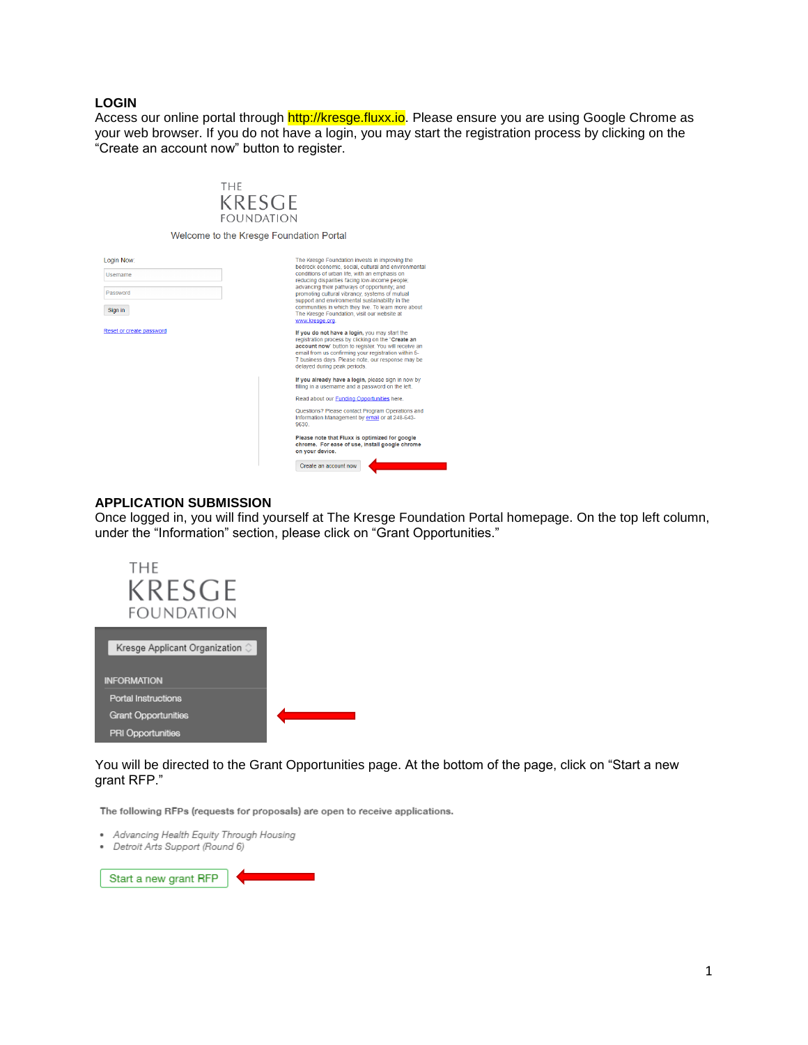**LOGIN**
Access our online portal through http://kresge.fluxx.io. Please ensure you are using Google Chrome as your web browser. If you do not have a login, you may start the registration process by clicking on the "Create an account now" button to register.

**APPLICATION SUBMISSION**
Once logged in, you will find yourself at The Kresge Foundation Portal homepage. On the top left column, under the "Information" section, please click on "Grant Opportunities."

You will be directed to the Grant Opportunities page. At the bottom of the page, click on "Start a new grant RFP."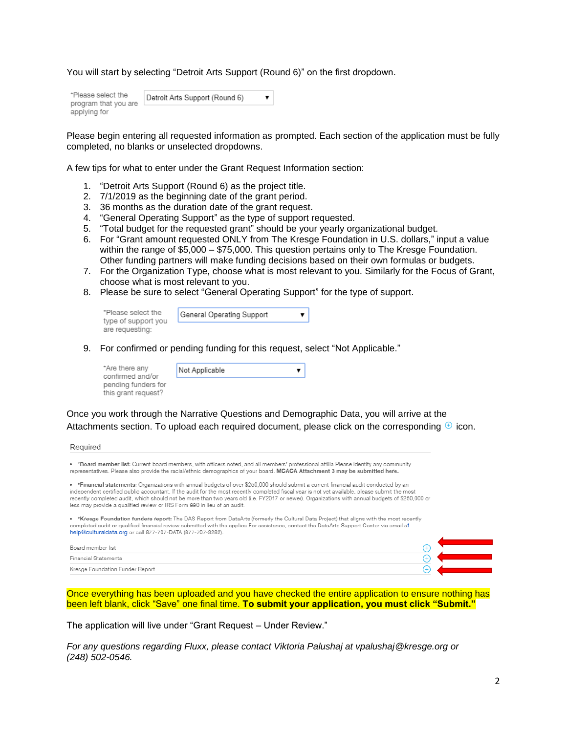You will start by selecting "Detroit Arts Support (Round 6)" on the first dropdown.

*Please select the program that you are applying for: Detroit Arts Support (Round 6)

Please begin entering all requested information as prompted. Each section of the application must be fully completed, no blanks or unselected dropdowns.

A few tips for what to enter under the Grant Request Information section:

1. "Detroit Arts Support (Round 6) as the project title.
2. 7/1/2019 as the beginning date of the grant period.
3. 36 months as the duration date of the grant request.
4. "General Operating Support" as the type of support requested.
5. "Total budget for the requested grant" should be your yearly organizational budget.
6. For "Grant amount requested ONLY from The Kresge Foundation in U.S. dollars," input a value within the range of $5,000 – $75,000. This question pertains only to The Kresge Foundation. Other funding partners will make funding decisions based on their own formulas or budgets.
7. For the Organization Type, choose what is most relevant to you. Similarly for the Focus of Grant, choose what is most relevant to you.
8. Please be sure to select "General Operating Support" for the type of support.

   *Please select the type of support you are requesting: General Operating Support

9. For confirmed or pending funding for this request, select "Not Applicable."

   *Are there any confirmed and/or pending funders for this grant request? Not Applicable

Once you work through the Narrative Questions and Demographic Data, you will arrive at the Attachments section. To upload each required document, please click on the corresponding ⊕ icon.

Required

- *Board member list: Current board members, with officers noted, and all members' professional affilia Please identify any community representatives. Please also provide the racial/ethnic demographics of your board. **MCACA Attachment 3 may be submitted here.**
- *Financial statements: Organizations with annual budgets of over $250,000 should submit a current financial audit conducted by an independent certified public accountant. If the audit for the most recently completed fiscal year is not yet available, please submit the most recently completed audit, which should not be more than two years old (i.e. FY2017 or newer). Organizations with annual budgets of $250,000 or less may provide a qualified review or IRS Form 990 in lieu of an audit.
- *Kresge Foundation funders report: The DAS Report from DataArts (formerly the Cultural Data Project) that aligns with the most recently completed audit or qualified financial review submitted with the applica For assistance, contact the DataArts Support Center via email at help@culturaldata.org or call 877-707-DATA (877-707-3282).

Board member list ⊕

Financial Statements ⊕

Kresge Foundation Funder Report ⊕

Once everything has been uploaded and you have checked the entire application to ensure nothing has been left blank, click "Save" one final time. **To submit your application, you must click "Submit."**

The application will live under "Grant Request – Under Review."

*For any questions regarding Fluxx, please contact Viktoria Palushaj at vpalushaj@kresge.org or (248) 502-0546.*